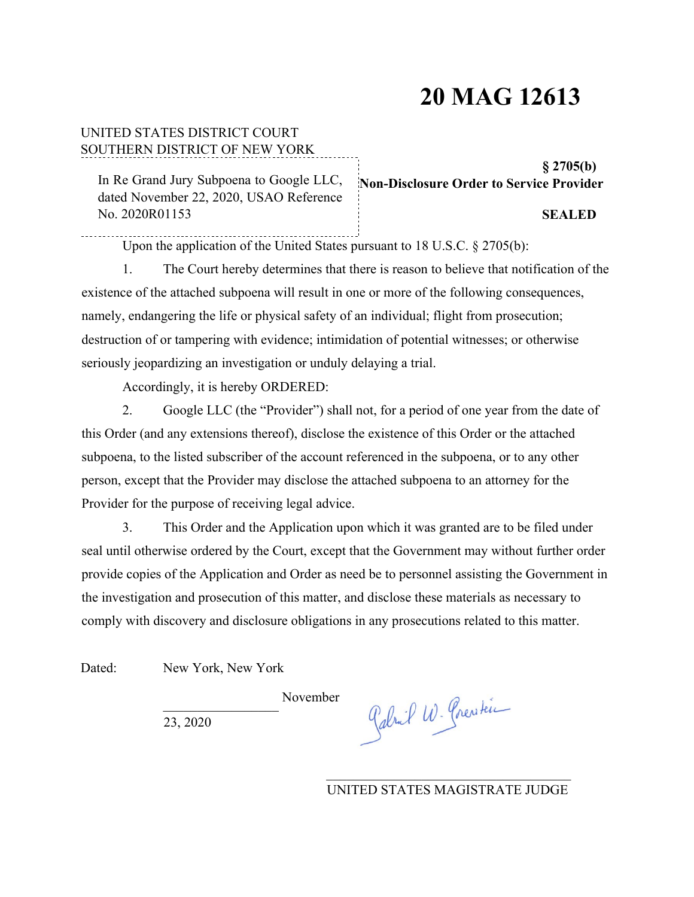# 20 MAG 12613

UNITED STATES DISTRICT COURT
SOUTHERN DISTRICT OF NEW YORK

In Re Grand Jury Subpoena to Google LLC, dated November 22, 2020, USAO Reference No. 2020R01153

**§ 2705(b)**
**Non-Disclosure Order to Service Provider**

**SEALED**

Upon the application of the United States pursuant to 18 U.S.C. § 2705(b):

1. The Court hereby determines that there is reason to believe that notification of the existence of the attached subpoena will result in one or more of the following consequences, namely, endangering the life or physical safety of an individual; flight from prosecution; destruction of or tampering with evidence; intimidation of potential witnesses; or otherwise seriously jeopardizing an investigation or unduly delaying a trial.

Accordingly, it is hereby ORDERED:

2. Google LLC (the "Provider") shall not, for a period of one year from the date of this Order (and any extensions thereof), disclose the existence of this Order or the attached subpoena, to the listed subscriber of the account referenced in the subpoena, or to any other person, except that the Provider may disclose the attached subpoena to an attorney for the Provider for the purpose of receiving legal advice.

3. This Order and the Application upon which it was granted are to be filed under seal until otherwise ordered by the Court, except that the Government may without further order provide copies of the Application and Order as need be to personnel assisting the Government in the investigation and prosecution of this matter, and disclose these materials as necessary to comply with discovery and disclosure obligations in any prosecutions related to this matter.

Dated: New York, New York

November 23, 2020

Gabriel W. Gorenstein

UNITED STATES MAGISTRATE JUDGE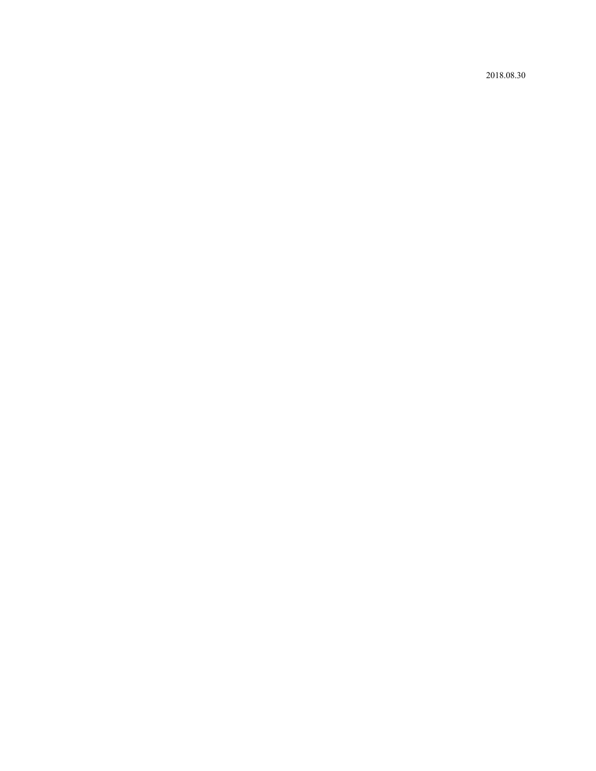2018.08.30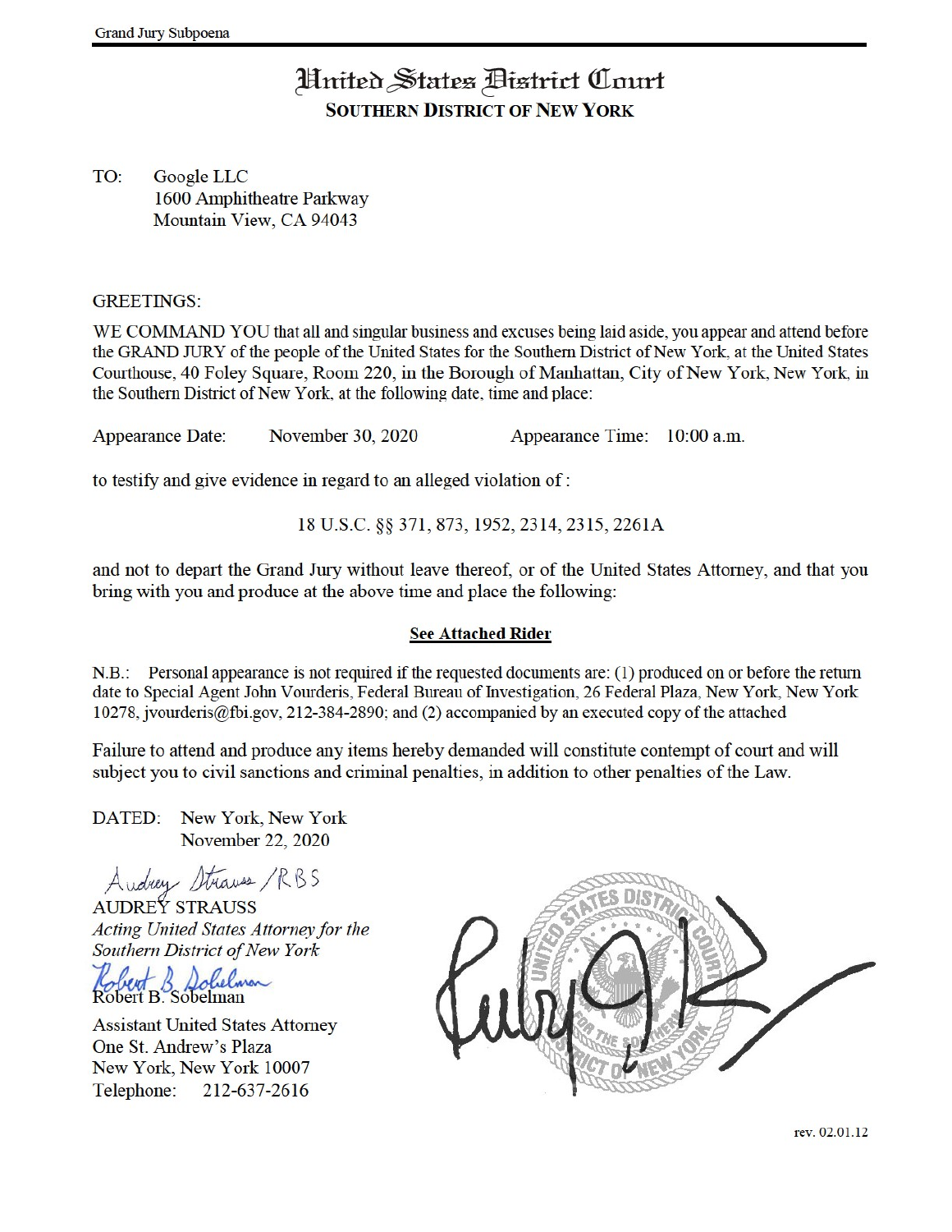Grand Jury Subpoena

# United States District Court
## SOUTHERN DISTRICT OF NEW YORK

TO: Google LLC
1600 Amphitheatre Parkway
Mountain View, CA 94043

GREETINGS:

WE COMMAND YOU that all and singular business and excuses being laid aside, you appear and attend before the GRAND JURY of the people of the United States for the Southern District of New York, at the United States Courthouse, 40 Foley Square, Room 220, in the Borough of Manhattan, City of New York, New York, in the Southern District of New York, at the following date, time and place:

Appearance Date: November 30, 2020 Appearance Time: 10:00 a.m.

to testify and give evidence in regard to an alleged violation of :

18 U.S.C. §§ 371, 873, 1952, 2314, 2315, 2261A

and not to depart the Grand Jury without leave thereof, or of the United States Attorney, and that you bring with you and produce at the above time and place the following:

**See Attached Rider**

N.B.: Personal appearance is not required if the requested documents are: (1) produced on or before the return date to Special Agent John Vourderis, Federal Bureau of Investigation, 26 Federal Plaza, New York, New York 10278, jvourderis@fbi.gov, 212-384-2890; and (2) accompanied by an executed copy of the attached

Failure to attend and produce any items hereby demanded will constitute contempt of court and will subject you to civil sanctions and criminal penalties, in addition to other penalties of the Law.

DATED: New York, New York
November 22, 2020

Audrey Strauss /RBS
AUDREY STRAUSS
*Acting United States Attorney for the Southern District of New York*

Robert B. Sobelman
Robert B. Sobelman
Assistant United States Attorney
One St. Andrew's Plaza
New York, New York 10007
Telephone: 212-637-2616

rev. 02.01.12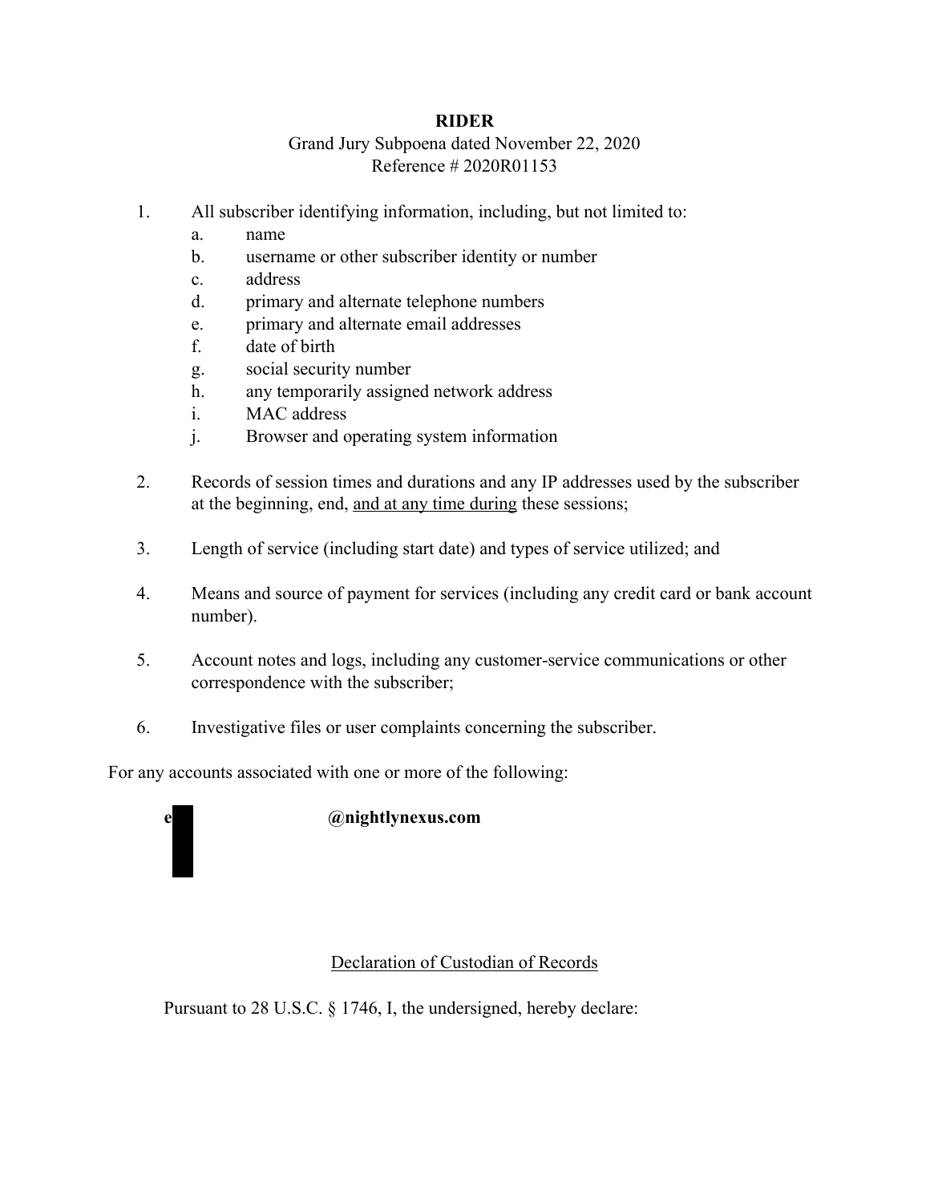**RIDER**

Grand Jury Subpoena dated November 22, 2020
Reference # 2020R01153

1. All subscriber identifying information, including, but not limited to:
   a. name
   b. username or other subscriber identity or number
   c. address
   d. primary and alternate telephone numbers
   e. primary and alternate email addresses
   f. date of birth
   g. social security number
   h. any temporarily assigned network address
   i. MAC address
   j. Browser and operating system information

2. Records of session times and durations and any IP addresses used by the subscriber at the beginning, end, <u>and at any time during</u> these sessions;

3. Length of service (including start date) and types of service utilized; and

4. Means and source of payment for services (including any credit card or bank account number).

5. Account notes and logs, including any customer-service communications or other correspondence with the subscriber;

6. Investigative files or user complaints concerning the subscriber.

For any accounts associated with one or more of the following:

**e[REDACTED]@nightlynexus.com**

<u>Declaration of Custodian of Records</u>

Pursuant to 28 U.S.C. § 1746, I, the undersigned, hereby declare: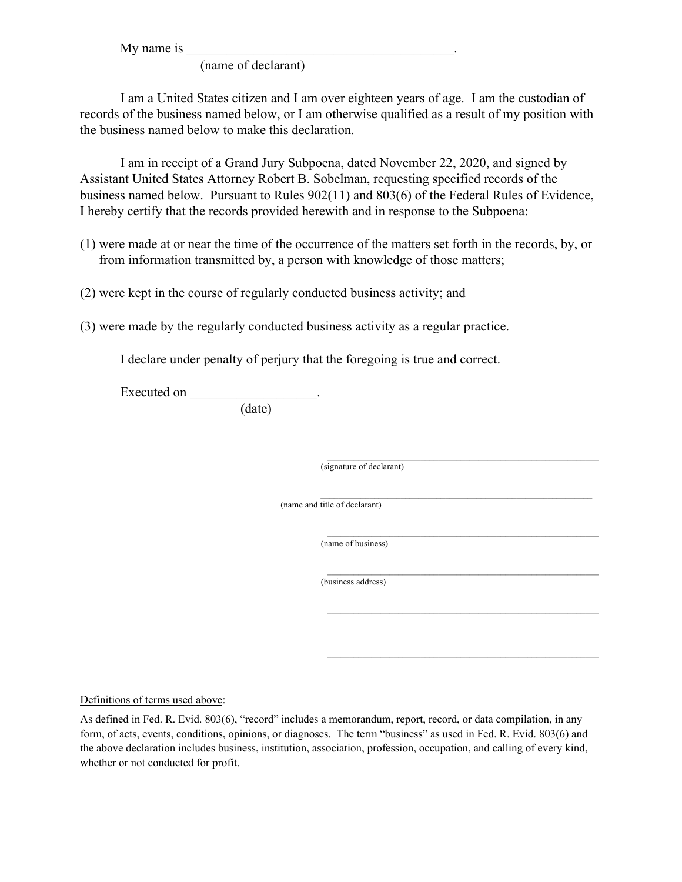My name is ________________________________________.
(name of declarant)

I am a United States citizen and I am over eighteen years of age. I am the custodian of records of the business named below, or I am otherwise qualified as a result of my position with the business named below to make this declaration.

I am in receipt of a Grand Jury Subpoena, dated November 22, 2020, and signed by Assistant United States Attorney Robert B. Sobelman, requesting specified records of the business named below. Pursuant to Rules 902(11) and 803(6) of the Federal Rules of Evidence, I hereby certify that the records provided herewith and in response to the Subpoena:

(1) were made at or near the time of the occurrence of the matters set forth in the records, by, or from information transmitted by, a person with knowledge of those matters;

(2) were kept in the course of regularly conducted business activity; and

(3) were made by the regularly conducted business activity as a regular practice.

I declare under penalty of perjury that the foregoing is true and correct.

Executed on ___________________.
(date)

________________________________________________
(signature of declarant)

________________________________________________
(name and title of declarant)

________________________________________________
(name of business)

________________________________________________
(business address)

________________________________________________

________________________________________________

Definitions of terms used above:

As defined in Fed. R. Evid. 803(6), "record" includes a memorandum, report, record, or data compilation, in any form, of acts, events, conditions, opinions, or diagnoses. The term "business" as used in Fed. R. Evid. 803(6) and the above declaration includes business, institution, association, profession, occupation, and calling of every kind, whether or not conducted for profit.